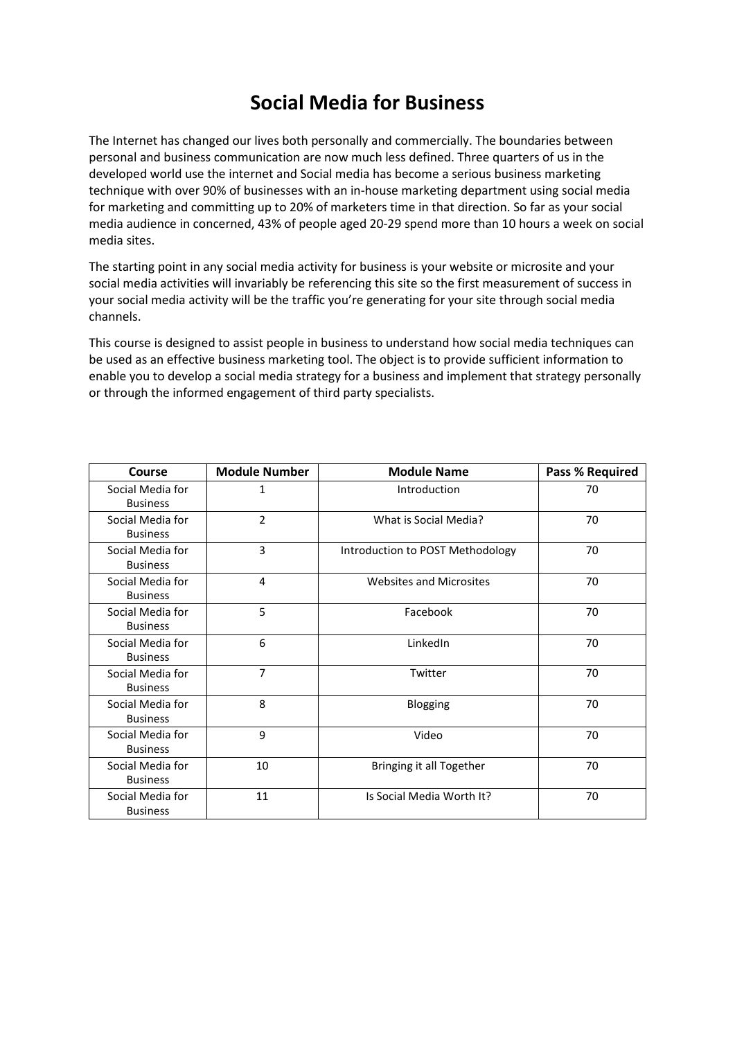# Social Media for Business

The Internet has changed our lives both personally and commercially. The boundaries between personal and business communication are now much less defined. Three quarters of us in the developed world use the internet and Social media has become a serious business marketing technique with over 90% of businesses with an in-house marketing department using social media for marketing and committing up to 20% of marketers time in that direction. So far as your social media audience in concerned, 43% of people aged 20-29 spend more than 10 hours a week on social media sites.

The starting point in any social media activity for business is your website or microsite and your social media activities will invariably be referencing this site so the first measurement of success in your social media activity will be the traffic you're generating for your site through social media channels.

This course is designed to assist people in business to understand how social media techniques can be used as an effective business marketing tool. The object is to provide sufficient information to enable you to develop a social media strategy for a business and implement that strategy personally or through the informed engagement of third party specialists.

| Course | Module Number | Module Name | Pass % Required |
| --- | --- | --- | --- |
| Social Media for Business | 1 | Introduction | 70 |
| Social Media for Business | 2 | What is Social Media? | 70 |
| Social Media for Business | 3 | Introduction to POST Methodology | 70 |
| Social Media for Business | 4 | Websites and Microsites | 70 |
| Social Media for Business | 5 | Facebook | 70 |
| Social Media for Business | 6 | LinkedIn | 70 |
| Social Media for Business | 7 | Twitter | 70 |
| Social Media for Business | 8 | Blogging | 70 |
| Social Media for Business | 9 | Video | 70 |
| Social Media for Business | 10 | Bringing it all Together | 70 |
| Social Media for Business | 11 | Is Social Media Worth It? | 70 |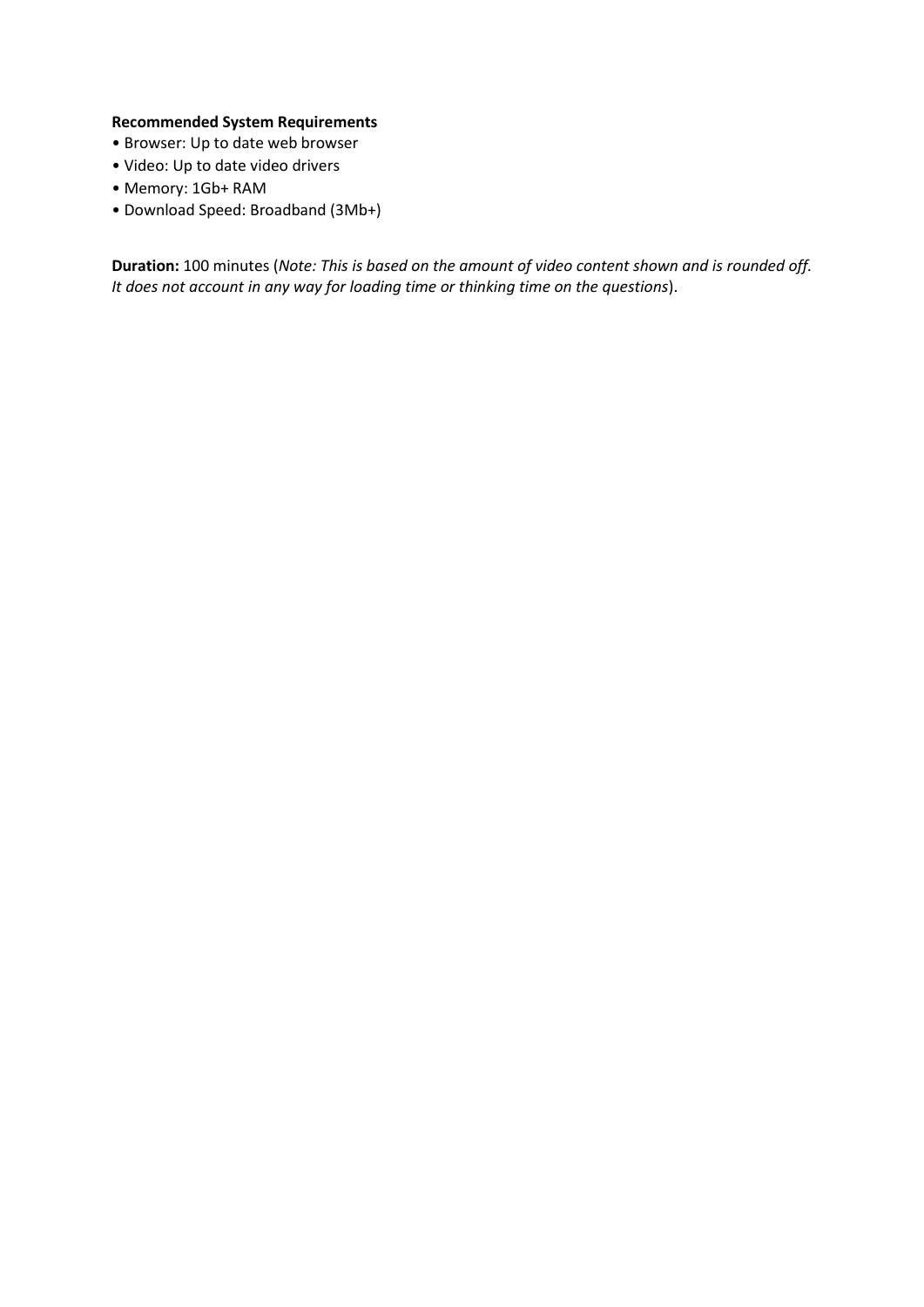**Recommended System Requirements**

- Browser: Up to date web browser
- Video: Up to date video drivers
- Memory: 1Gb+ RAM
- Download Speed: Broadband (3Mb+)

**Duration:** 100 minutes (*Note: This is based on the amount of video content shown and is rounded off. It does not account in any way for loading time or thinking time on the questions*).